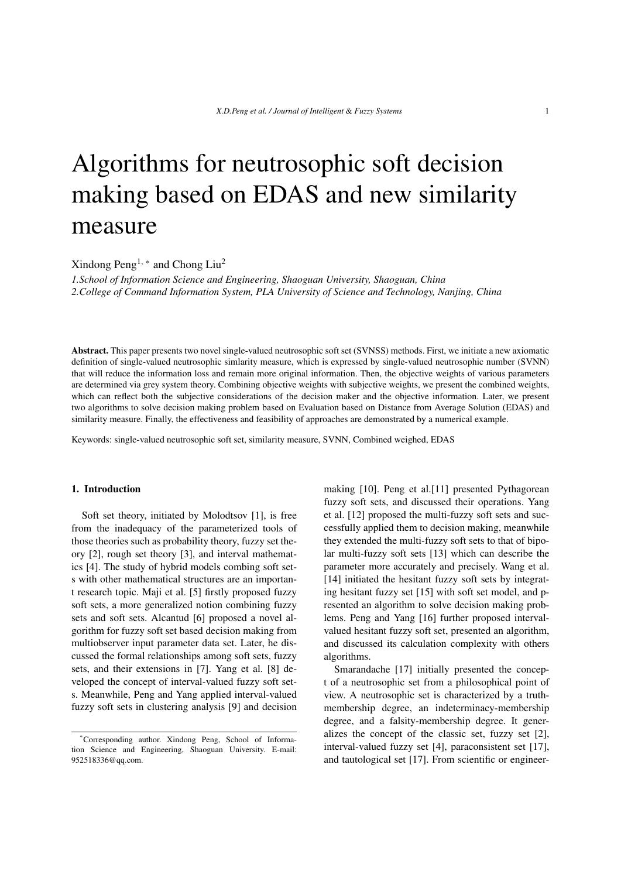# Algorithms for neutrosophic soft decision making based on EDAS and new similarity measure

Xindong Peng[1,*] and Chong Liu[2]

*1.School of Information Science and Engineering, Shaoguan University, Shaoguan, China*
*2.College of Command Information System, PLA University of Science and Technology, Nanjing, China*

**Abstract.** This paper presents two novel single-valued neutrosophic soft set (SVNSS) methods. First, we initiate a new axiomatic definition of single-valued neutrosophic simlarity measure, which is expressed by single-valued neutrosophic number (SVNN) that will reduce the information loss and remain more original information. Then, the objective weights of various parameters are determined via grey system theory. Combining objective weights with subjective weights, we present the combined weights, which can reflect both the subjective considerations of the decision maker and the objective information. Later, we present two algorithms to solve decision making problem based on Evaluation based on Distance from Average Solution (EDAS) and similarity measure. Finally, the effectiveness and feasibility of approaches are demonstrated by a numerical example.

Keywords: single-valued neutrosophic soft set, similarity measure, SVNN, Combined weighed, EDAS

## 1. Introduction

Soft set theory, initiated by Molodtsov [1], is free from the inadequacy of the parameterized tools of those theories such as probability theory, fuzzy set theory [2], rough set theory [3], and interval mathematics [4]. The study of hybrid models combing soft sets with other mathematical structures are an important research topic. Maji et al. [5] firstly proposed fuzzy soft sets, a more generalized notion combining fuzzy sets and soft sets. Alcantud [6] proposed a novel algorithm for fuzzy soft set based decision making from multiobserver input parameter data set. Later, he discussed the formal relationships among soft sets, fuzzy sets, and their extensions in [7]. Yang et al. [8] developed the concept of interval-valued fuzzy soft sets. Meanwhile, Peng and Yang applied interval-valued fuzzy soft sets in clustering analysis [9] and decision making [10]. Peng et al.[11] presented Pythagorean fuzzy soft sets, and discussed their operations. Yang et al. [12] proposed the multi-fuzzy soft sets and successfully applied them to decision making, meanwhile they extended the multi-fuzzy soft sets to that of bipolar multi-fuzzy soft sets [13] which can describe the parameter more accurately and precisely. Wang et al. [14] initiated the hesitant fuzzy soft sets by integrating hesitant fuzzy set [15] with soft set model, and presented an algorithm to solve decision making problems. Peng and Yang [16] further proposed interval-valued hesitant fuzzy soft set, presented an algorithm, and discussed its calculation complexity with others algorithms.

Smarandache [17] initially presented the concept of a neutrosophic set from a philosophical point of view. A neutrosophic set is characterized by a truth-membership degree, an indeterminacy-membership degree, and a falsity-membership degree. It generalizes the concept of the classic set, fuzzy set [2], interval-valued fuzzy set [4], paraconsistent set [17], and tautological set [17]. From scientific or engineer-

*Corresponding author. Xindong Peng, School of Information Science and Engineering, Shaoguan University. E-mail: 952518336@qq.com.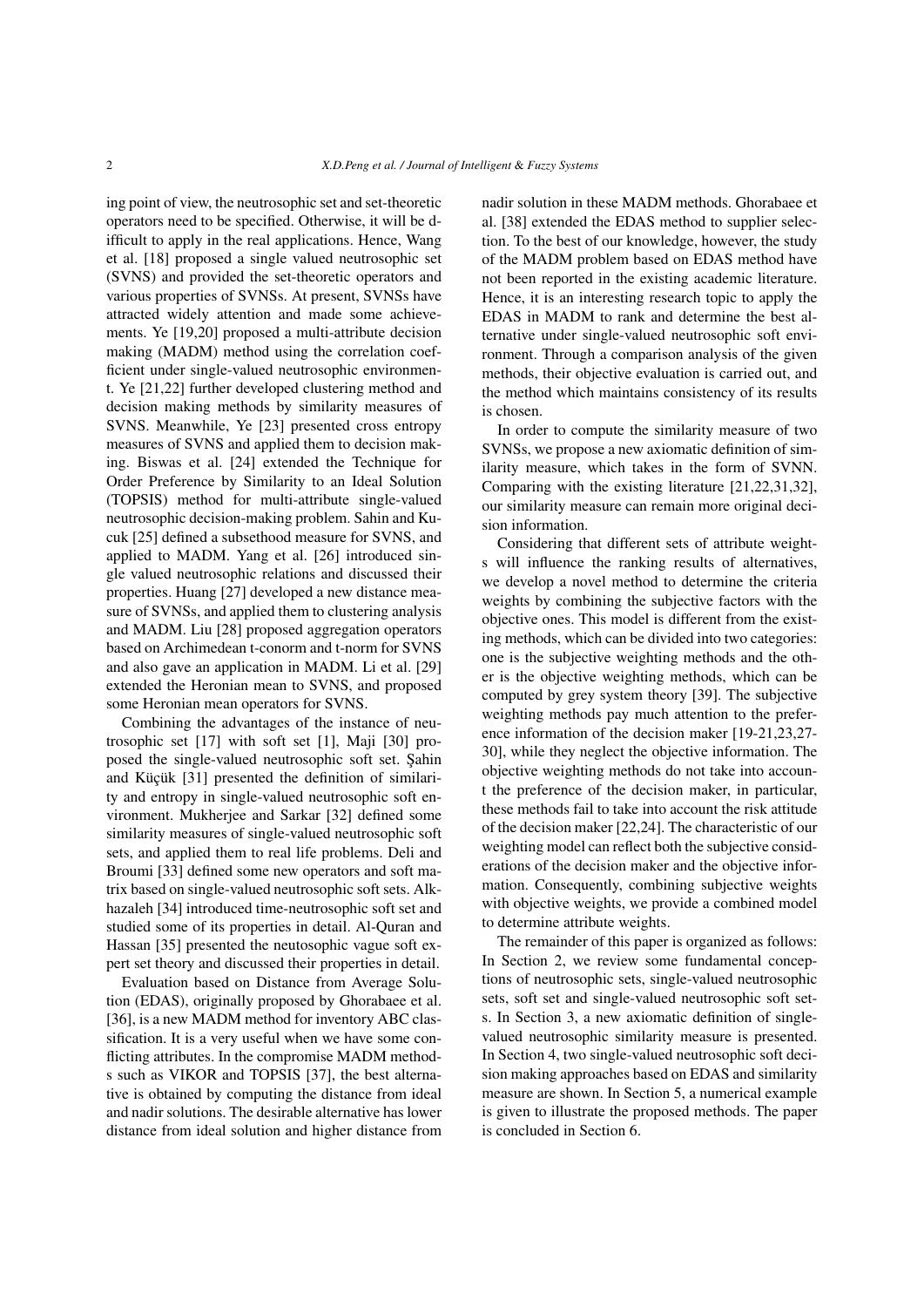ing point of view, the neutrosophic set and set-theoretic operators need to be specified. Otherwise, it will be difficult to apply in the real applications. Hence, Wang et al. [18] proposed a single valued neutrosophic set (SVNS) and provided the set-theoretic operators and various properties of SVNSs. At present, SVNSs have attracted widely attention and made some achievements. Ye [19,20] proposed a multi-attribute decision making (MADM) method using the correlation coefficient under single-valued neutrosophic environment. Ye [21,22] further developed clustering method and decision making methods by similarity measures of SVNS. Meanwhile, Ye [23] presented cross entropy measures of SVNS and applied them to decision making. Biswas et al. [24] extended the Technique for Order Preference by Similarity to an Ideal Solution (TOPSIS) method for multi-attribute single-valued neutrosophic decision-making problem. Sahin and Kucuk [25] defined a subsethood measure for SVNS, and applied to MADM. Yang et al. [26] introduced single valued neutrosophic relations and discussed their properties. Huang [27] developed a new distance measure of SVNSs, and applied them to clustering analysis and MADM. Liu [28] proposed aggregation operators based on Archimedean t-conorm and t-norm for SVNS and also gave an application in MADM. Li et al. [29] extended the Heronian mean to SVNS, and proposed some Heronian mean operators for SVNS.

Combining the advantages of the instance of neutrosophic set [17] with soft set [1], Maji [30] proposed the single-valued neutrosophic soft set. Şahin and Küçük [31] presented the definition of similarity and entropy in single-valued neutrosophic soft environment. Mukherjee and Sarkar [32] defined some similarity measures of single-valued neutrosophic soft sets, and applied them to real life problems. Deli and Broumi [33] defined some new operators and soft matrix based on single-valued neutrosophic soft sets. Alkhazaleh [34] introduced time-neutrosophic soft set and studied some of its properties in detail. Al-Quran and Hassan [35] presented the neutosophic vague soft expert set theory and discussed their properties in detail.

Evaluation based on Distance from Average Solution (EDAS), originally proposed by Ghorabaee et al. [36], is a new MADM method for inventory ABC classification. It is a very useful when we have some conflicting attributes. In the compromise MADM methods such as VIKOR and TOPSIS [37], the best alternative is obtained by computing the distance from ideal and nadir solutions. The desirable alternative has lower distance from ideal solution and higher distance from nadir solution in these MADM methods. Ghorabaee et al. [38] extended the EDAS method to supplier selection. To the best of our knowledge, however, the study of the MADM problem based on EDAS method have not been reported in the existing academic literature. Hence, it is an interesting research topic to apply the EDAS in MADM to rank and determine the best alternative under single-valued neutrosophic soft environment. Through a comparison analysis of the given methods, their objective evaluation is carried out, and the method which maintains consistency of its results is chosen.

In order to compute the similarity measure of two SVNSs, we propose a new axiomatic definition of similarity measure, which takes in the form of SVNN. Comparing with the existing literature [21,22,31,32], our similarity measure can remain more original decision information.

Considering that different sets of attribute weights will influence the ranking results of alternatives, we develop a novel method to determine the criteria weights by combining the subjective factors with the objective ones. This model is different from the existing methods, which can be divided into two categories: one is the subjective weighting methods and the other is the objective weighting methods, which can be computed by grey system theory [39]. The subjective weighting methods pay much attention to the preference information of the decision maker [19-21,23,27-30], while they neglect the objective information. The objective weighting methods do not take into account the preference of the decision maker, in particular, these methods fail to take into account the risk attitude of the decision maker [22,24]. The characteristic of our weighting model can reflect both the subjective considerations of the decision maker and the objective information. Consequently, combining subjective weights with objective weights, we provide a combined model to determine attribute weights.

The remainder of this paper is organized as follows: In Section 2, we review some fundamental conceptions of neutrosophic sets, single-valued neutrosophic sets, soft set and single-valued neutrosophic soft sets. In Section 3, a new axiomatic definition of single-valued neutrosophic similarity measure is presented. In Section 4, two single-valued neutrosophic soft decision making approaches based on EDAS and similarity measure are shown. In Section 5, a numerical example is given to illustrate the proposed methods. The paper is concluded in Section 6.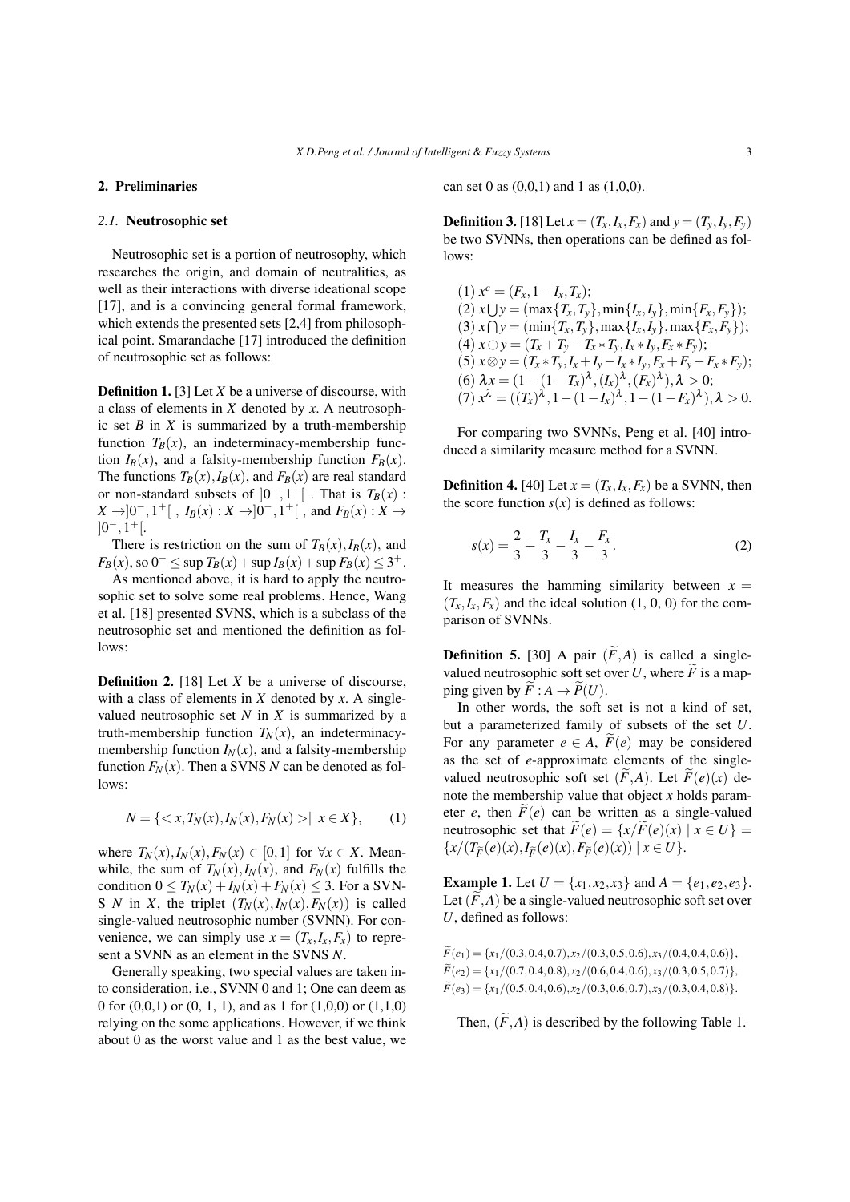## 2. Preliminaries

### 2.1. Neutrosophic set

Neutrosophic set is a portion of neutrosophy, which researches the origin, and domain of neutralities, as well as their interactions with diverse ideational scope [17], and is a convincing general formal framework, which extends the presented sets [2,4] from philosophical point. Smarandache [17] introduced the definition of neutrosophic set as follows:

**Definition 1.** [3] Let $X$ be a universe of discourse, with a class of elements in $X$ denoted by $x$. A neutrosophic set $B$ in $X$ is summarized by a truth-membership function $T_B(x)$, an indeterminacy-membership function $I_B(x)$, and a falsity-membership function $F_B(x)$. The functions $T_B(x), I_B(x)$, and $F_B(x)$ are real standard or non-standard subsets of $]0^-, 1^+[$ . That is $T_B(x) : X \to ]0^-, 1^+[$ , $I_B(x) : X \to ]0^-, 1^+[$ , and $F_B(x) : X \to ]0^-, 1^+[$.

There is restriction on the sum of $T_B(x), I_B(x)$, and $F_B(x)$, so $0^- \leq \sup T_B(x) + \sup I_B(x) + \sup F_B(x) \leq 3^+$.

As mentioned above, it is hard to apply the neutrosophic set to solve some real problems. Hence, Wang et al. [18] presented SVNS, which is a subclass of the neutrosophic set and mentioned the definition as follows:

**Definition 2.** [18] Let $X$ be a universe of discourse, with a class of elements in $X$ denoted by $x$. A single-valued neutrosophic set $N$ in $X$ is summarized by a truth-membership function $T_N(x)$, an indeterminacy-membership function $I_N(x)$, and a falsity-membership function $F_N(x)$. Then a SVNS $N$ can be denoted as follows:

$$N = \{< x, T_N(x), I_N(x), F_N(x) > | \ x \in X\}, \qquad (1)$$

where $T_N(x), I_N(x), F_N(x) \in [0,1]$ for $\forall x \in X$. Meanwhile, the sum of $T_N(x), I_N(x)$, and $F_N(x)$ fulfills the condition $0 \leq T_N(x) + I_N(x) + F_N(x) \leq 3$. For a SVNS $N$ in $X$, the triplet $(T_N(x), I_N(x), F_N(x))$ is called single-valued neutrosophic number (SVNN). For convenience, we can simply use $x = (T_x, I_x, F_x)$ to represent a SVNN as an element in the SVNS $N$.

Generally speaking, two special values are taken into consideration, i.e., SVNN 0 and 1; One can deem as 0 for (0,0,1) or (0, 1, 1), and as 1 for (1,0,0) or (1,1,0) relying on the some applications. However, if we think about 0 as the worst value and 1 as the best value, we can set 0 as (0,0,1) and 1 as (1,0,0).

**Definition 3.** [18] Let $x = (T_x, I_x, F_x)$ and $y = (T_y, I_y, F_y)$ be two SVNNs, then operations can be defined as follows:

(1) $x^c = (F_x, 1 - I_x, T_x)$;
(2) $x \bigcup y = (\max\{T_x, T_y\}, \min\{I_x, I_y\}, \min\{F_x, F_y\})$;
(3) $x \bigcap y = (\min\{T_x, T_y\}, \max\{I_x, I_y\}, \max\{F_x, F_y\})$;
(4) $x \oplus y = (T_x + T_y - T_x * T_y, I_x * I_y, F_x * F_y)$;
(5) $x \otimes y = (T_x * T_y, I_x + I_y - I_x * I_y, F_x + F_y - F_x * F_y)$;
(6) $\lambda x = (1 - (1 - T_x)^{\lambda}, (I_x)^{\lambda}, (F_x)^{\lambda}), \lambda > 0$;
(7) $x^{\lambda} = ((T_x)^{\lambda}, 1 - (1 - I_x)^{\lambda}, 1 - (1 - F_x)^{\lambda}), \lambda > 0$.

For comparing two SVNNs, Peng et al. [40] introduced a similarity measure method for a SVNN.

**Definition 4.** [40] Let $x = (T_x, I_x, F_x)$ be a SVNN, then the score function $s(x)$ is defined as follows:

$$s(x) = \frac{2}{3} + \frac{T_x}{3} - \frac{I_x}{3} - \frac{F_x}{3}. \qquad (2)$$

It measures the hamming similarity between $x = (T_x, I_x, F_x)$ and the ideal solution (1, 0, 0) for the comparison of SVNNs.

**Definition 5.** [30] A pair $(\widetilde{F}, A)$ is called a single-valued neutrosophic soft set over $U$, where $\widetilde{F}$ is a mapping given by $\widetilde{F} : A \to \widetilde{P}(U)$.

In other words, the soft set is not a kind of set, but a parameterized family of subsets of the set $U$. For any parameter $e \in A$, $\widetilde{F}(e)$ may be considered as the set of $e$-approximate elements of the single-valued neutrosophic soft set $(\widetilde{F}, A)$. Let $\widetilde{F}(e)(x)$ denote the membership value that object $x$ holds parameter $e$, then $\widetilde{F}(e)$ can be written as a single-valued neutrosophic set that $\widetilde{F}(e) = \{x/\widetilde{F}(e)(x) \mid x \in U\} = \{x/(T_{\widetilde{F}}(e)(x), I_{\widetilde{F}}(e)(x), F_{\widetilde{F}}(e)(x)) \mid x \in U\}$.

**Example 1.** Let $U = \{x_1, x_2, x_3\}$ and $A = \{e_1, e_2, e_3\}$. Let $(\widetilde{F}, A)$ be a single-valued neutrosophic soft set over $U$, defined as follows:

$\widetilde{F}(e_1) = \{x_1/(0.3, 0.4, 0.7), x_2/(0.3, 0.5, 0.6), x_3/(0.4, 0.4, 0.6)\}$,
$\widetilde{F}(e_2) = \{x_1/(0.7, 0.4, 0.8), x_2/(0.6, 0.4, 0.6), x_3/(0.3, 0.5, 0.7)\}$,
$\widetilde{F}(e_3) = \{x_1/(0.5, 0.4, 0.6), x_2/(0.3, 0.6, 0.7), x_3/(0.3, 0.4, 0.8)\}$.

Then, $(\widetilde{F}, A)$ is described by the following Table 1.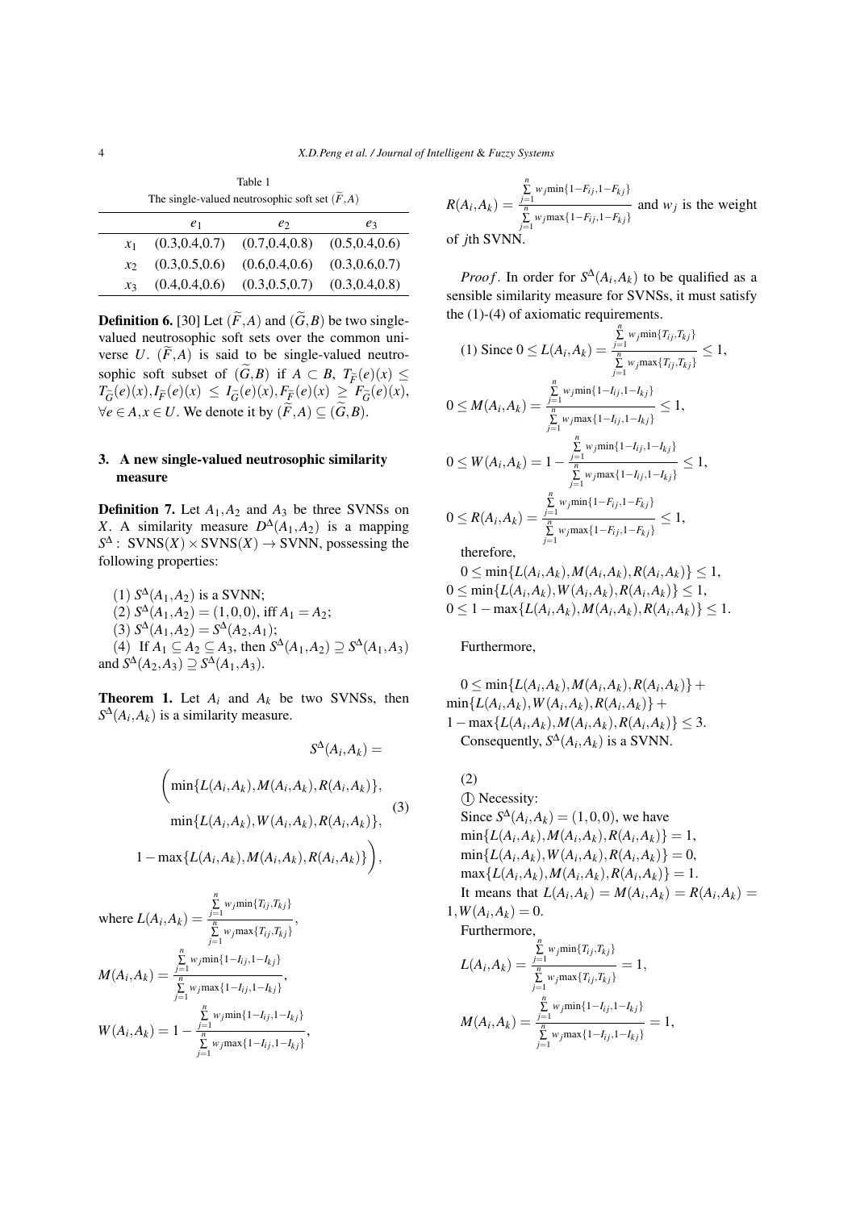Table 1
The single-valued neutrosophic soft set $(\widetilde{F},A)$

| | $e_1$ | $e_2$ | $e_3$ |
|---|---|---|---|
| $x_1$ | (0.3,0.4,0.7) | (0.7,0.4,0.8) | (0.5,0.4,0.6) |
| $x_2$ | (0.3,0.5,0.6) | (0.6,0.4,0.6) | (0.3,0.6,0.7) |
| $x_3$ | (0.4,0.4,0.6) | (0.3,0.5,0.7) | (0.3,0.4,0.8) |

**Definition 6.** [30] Let $(\widetilde{F},A)$ and $(\widetilde{G},B)$ be two single-valued neutrosophic soft sets over the common universe $U$. $(\widetilde{F},A)$ is said to be single-valued neutrosophic soft subset of $(\widetilde{G},B)$ if $A \subset B$, $T_{\widetilde{F}}(e)(x) \leq T_{\widetilde{G}}(e)(x), I_{\widetilde{F}}(e)(x) \leq I_{\widetilde{G}}(e)(x), F_{\widetilde{F}}(e)(x) \geq F_{\widetilde{G}}(e)(x)$, $\forall e \in A, x \in U$. We denote it by $(\widetilde{F},A) \subseteq (\widetilde{G},B)$.

## 3. A new single-valued neutrosophic similarity measure

**Definition 7.** Let $A_1, A_2$ and $A_3$ be three SVNSs on $X$. A similarity measure $D^{\Delta}(A_1,A_2)$ is a mapping $S^{\Delta}:$ SVNS$(X) \times$ SVNS$(X) \rightarrow$ SVNN, possessing the following properties:

(1) $S^{\Delta}(A_1,A_2)$ is a SVNN;
(2) $S^{\Delta}(A_1,A_2) = (1,0,0)$, iff $A_1 = A_2$;
(3) $S^{\Delta}(A_1,A_2) = S^{\Delta}(A_2,A_1)$;
(4) If $A_1 \subseteq A_2 \subseteq A_3$, then $S^{\Delta}(A_1,A_2) \supseteq S^{\Delta}(A_1,A_3)$ and $S^{\Delta}(A_2,A_3) \supseteq S^{\Delta}(A_1,A_3)$.

**Theorem 1.** Let $A_i$ and $A_k$ be two SVNSs, then $S^{\Delta}(A_i,A_k)$ is a similarity measure.

$$S^{\Delta}(A_i,A_k) = \bigg( \min\{L(A_i,A_k), M(A_i,A_k), R(A_i,A_k)\}, \min\{L(A_i,A_k), W(A_i,A_k), R(A_i,A_k)\}, 1 - \max\{L(A_i,A_k), M(A_i,A_k), R(A_i,A_k)\} \bigg), \quad (3)$$

where $L(A_i,A_k) = \frac{\sum_{j=1}^{n} w_j \min\{T_{ij},T_{kj}\}}{\sum_{j=1}^{n} w_j \max\{T_{ij},T_{kj}\}}$,

$M(A_i,A_k) = \frac{\sum_{j=1}^{n} w_j \min\{1-I_{ij},1-I_{kj}\}}{\sum_{j=1}^{n} w_j \max\{1-I_{ij},1-I_{kj}\}}$,

$W(A_i,A_k) = 1 - \frac{\sum_{j=1}^{n} w_j \min\{1-I_{ij},1-I_{kj}\}}{\sum_{j=1}^{n} w_j \max\{1-I_{ij},1-I_{kj}\}}$,

$R(A_i,A_k) = \frac{\sum_{j=1}^{n} w_j \min\{1-F_{ij},1-F_{kj}\}}{\sum_{j=1}^{n} w_j \max\{1-F_{ij},1-F_{kj}\}}$ and $w_j$ is the weight of $j$th SVNN.

*Proof*. In order for $S^{\Delta}(A_i,A_k)$ to be qualified as a sensible similarity measure for SVNSs, it must satisfy the (1)-(4) of axiomatic requirements.

(1) Since $0 \leq L(A_i,A_k) = \frac{\sum_{j=1}^{n} w_j \min\{T_{ij},T_{kj}\}}{\sum_{j=1}^{n} w_j \max\{T_{ij},T_{kj}\}} \leq 1$,

$0 \leq M(A_i,A_k) = \frac{\sum_{j=1}^{n} w_j \min\{1-I_{ij},1-I_{kj}\}}{\sum_{j=1}^{n} w_j \max\{1-I_{ij},1-I_{kj}\}} \leq 1$,

$0 \leq W(A_i,A_k) = 1 - \frac{\sum_{j=1}^{n} w_j \min\{1-I_{ij},1-I_{kj}\}}{\sum_{j=1}^{n} w_j \max\{1-I_{ij},1-I_{kj}\}} \leq 1$,

$0 \leq R(A_i,A_k) = \frac{\sum_{j=1}^{n} w_j \min\{1-F_{ij},1-F_{kj}\}}{\sum_{j=1}^{n} w_j \max\{1-F_{ij},1-F_{kj}\}} \leq 1$,

therefore,

$0 \leq \min\{L(A_i,A_k), M(A_i,A_k), R(A_i,A_k)\} \leq 1$,
$0 \leq \min\{L(A_i,A_k), W(A_i,A_k), R(A_i,A_k)\} \leq 1$,
$0 \leq 1 - \max\{L(A_i,A_k), M(A_i,A_k), R(A_i,A_k)\} \leq 1$.

Furthermore,

$0 \leq \min\{L(A_i,A_k), M(A_i,A_k), R(A_i,A_k)\} + \min\{L(A_i,A_k), W(A_i,A_k), R(A_i,A_k)\} + 1 - \max\{L(A_i,A_k), M(A_i,A_k), R(A_i,A_k)\} \leq 3$.

Consequently, $S^{\Delta}(A_i,A_k)$ is a SVNN.

(2)

① Necessity:

Since $S^{\Delta}(A_i,A_k) = (1,0,0)$, we have
$\min\{L(A_i,A_k), M(A_i,A_k), R(A_i,A_k)\} = 1$,
$\min\{L(A_i,A_k), W(A_i,A_k), R(A_i,A_k)\} = 0$,
$\max\{L(A_i,A_k), M(A_i,A_k), R(A_i,A_k)\} = 1$.

It means that $L(A_i,A_k) = M(A_i,A_k) = R(A_i,A_k) = 1, W(A_i,A_k) = 0$.

Furthermore,

$L(A_i,A_k) = \frac{\sum_{j=1}^{n} w_j \min\{T_{ij},T_{kj}\}}{\sum_{j=1}^{n} w_j \max\{T_{ij},T_{kj}\}} = 1$,

$M(A_i,A_k) = \frac{\sum_{j=1}^{n} w_j \min\{1-I_{ij},1-I_{kj}\}}{\sum_{j=1}^{n} w_j \max\{1-I_{ij},1-I_{kj}\}} = 1$,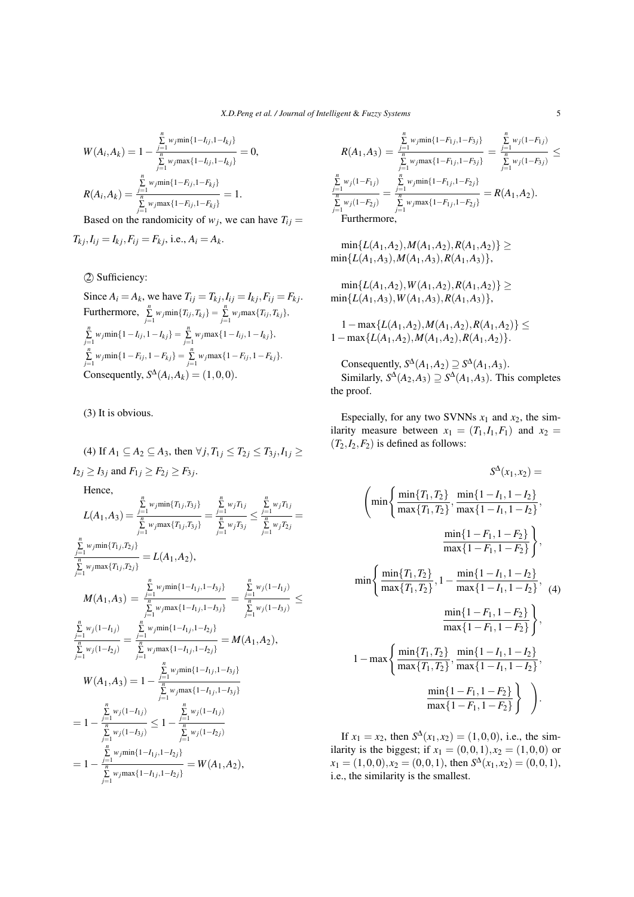$$W(A_i,A_k)=1-\frac{\sum\limits_{j=1}^{n}w_j\min\{1-I_{ij},1-I_{kj}\}}{\sum\limits_{j=1}^{n}w_j\max\{1-I_{ij},1-I_{kj}\}}=0,$$

$$R(A_i,A_k)=\frac{\sum\limits_{j=1}^{n}w_j\min\{1-F_{ij},1-F_{kj}\}}{\sum\limits_{j=1}^{n}w_j\max\{1-F_{ij},1-F_{kj}\}}=1.$$

Based on the randomicity of $w_j$, we can have $T_{ij}=T_{kj}, I_{ij}=I_{kj}, F_{ij}=F_{kj}$, i.e., $A_i=A_k$.

② Sufficiency:

Since $A_i=A_k$, we have $T_{ij}=T_{kj}, I_{ij}=I_{kj}, F_{ij}=F_{kj}$. Furthermore, $\sum\limits_{j=1}^{n}w_j\min\{T_{ij},T_{kj}\}=\sum\limits_{j=1}^{n}w_j\max\{T_{ij},T_{kj}\}$, $\sum\limits_{j=1}^{n}w_j\min\{1-I_{ij},1-I_{kj}\}=\sum\limits_{j=1}^{n}w_j\max\{1-I_{ij},1-I_{kj}\}$, $\sum\limits_{j=1}^{n}w_j\min\{1-F_{ij},1-F_{kj}\}=\sum\limits_{j=1}^{n}w_j\max\{1-F_{ij},1-F_{kj}\}$. Consequently, $S^{\Delta}(A_i,A_k)=(1,0,0)$.

(3) It is obvious.

(4) If $A_1\subseteq A_2\subseteq A_3$, then $\forall j, T_{1j}\le T_{2j}\le T_{3j}, I_{1j}\ge I_{2j}\ge I_{3j}$ and $F_{1j}\ge F_{2j}\ge F_{3j}$.

Hence,

$$L(A_1,A_3)=\frac{\sum\limits_{j=1}^{n}w_j\min\{T_{1j},T_{3j}\}}{\sum\limits_{j=1}^{n}w_j\max\{T_{1j},T_{3j}\}}=\frac{\sum\limits_{j=1}^{n}w_jT_{1j}}{\sum\limits_{j=1}^{n}w_jT_{3j}}\le\frac{\sum\limits_{j=1}^{n}w_jT_{1j}}{\sum\limits_{j=1}^{n}w_jT_{2j}}=\frac{\sum\limits_{j=1}^{n}w_j\min\{T_{1j},T_{2j}\}}{\sum\limits_{j=1}^{n}w_j\max\{T_{1j},T_{2j}\}}=L(A_1,A_2),$$

$$M(A_1,A_3)=\frac{\sum\limits_{j=1}^{n}w_j\min\{1-I_{1j},1-I_{3j}\}}{\sum\limits_{j=1}^{n}w_j\max\{1-I_{1j},1-I_{3j}\}}=\frac{\sum\limits_{j=1}^{n}w_j(1-I_{1j})}{\sum\limits_{j=1}^{n}w_j(1-I_{3j})}\le\frac{\sum\limits_{j=1}^{n}w_j(1-I_{1j})}{\sum\limits_{j=1}^{n}w_j(1-I_{2j})}=\frac{\sum\limits_{j=1}^{n}w_j\min\{1-I_{1j},1-I_{2j}\}}{\sum\limits_{j=1}^{n}w_j\max\{1-I_{1j},1-I_{2j}\}}=M(A_1,A_2),$$

$$W(A_1,A_3)=1-\frac{\sum\limits_{j=1}^{n}w_j\min\{1-I_{1j},1-I_{3j}\}}{\sum\limits_{j=1}^{n}w_j\max\{1-I_{1j},1-I_{3j}\}}$$
$$=1-\frac{\sum\limits_{j=1}^{n}w_j(1-I_{1j})}{\sum\limits_{j=1}^{n}w_j(1-I_{3j})}\le1-\frac{\sum\limits_{j=1}^{n}w_j(1-I_{1j})}{\sum\limits_{j=1}^{n}w_j(1-I_{2j})}$$
$$=1-\frac{\sum\limits_{j=1}^{n}w_j\min\{1-I_{1j},1-I_{2j}\}}{\sum\limits_{j=1}^{n}w_j\max\{1-I_{1j},1-I_{2j}\}}=W(A_1,A_2),$$

$$R(A_1,A_3)=\frac{\sum\limits_{j=1}^{n}w_j\min\{1-F_{1j},1-F_{3j}\}}{\sum\limits_{j=1}^{n}w_j\max\{1-F_{1j},1-F_{3j}\}}=\frac{\sum\limits_{j=1}^{n}w_j(1-F_{1j})}{\sum\limits_{j=1}^{n}w_j(1-F_{3j})}\le\frac{\sum\limits_{j=1}^{n}w_j(1-F_{1j})}{\sum\limits_{j=1}^{n}w_j(1-F_{2j})}=\frac{\sum\limits_{j=1}^{n}w_j\min\{1-F_{1j},1-F_{2j}\}}{\sum\limits_{j=1}^{n}w_j\max\{1-F_{1j},1-F_{2j}\}}=R(A_1,A_2).$$

Furthermore,

$\min\{L(A_1,A_2),M(A_1,A_2),R(A_1,A_2)\}\ge\min\{L(A_1,A_3),M(A_1,A_3),R(A_1,A_3)\}$,

$\min\{L(A_1,A_2),W(A_1,A_2),R(A_1,A_2)\}\ge\min\{L(A_1,A_3),W(A_1,A_3),R(A_1,A_3)\}$,

$1-\max\{L(A_1,A_2),M(A_1,A_2),R(A_1,A_2)\}\le1-\max\{L(A_1,A_3),M(A_1,A_2),R(A_1,A_2)\}$.

Consequently, $S^{\Delta}(A_1,A_2)\supseteq S^{\Delta}(A_1,A_3)$.

Similarly, $S^{\Delta}(A_2,A_3)\supseteq S^{\Delta}(A_1,A_3)$. This completes the proof.

Especially, for any two SVNNs $x_1$ and $x_2$, the similarity measure between $x_1=(T_1,I_1,F_1)$ and $x_2=(T_2,I_2,F_2)$ is defined as follows:

$$S^{\Delta}(x_1,x_2)=\Bigg(\min\left\{\frac{\min\{T_1,T_2\}}{\max\{T_1,T_2\}},\frac{\min\{1-I_1,1-I_2\}}{\max\{1-I_1,1-I_2\}},\frac{\min\{1-F_1,1-F_2\}}{\max\{1-F_1,1-F_2\}}\right\},$$
$$\min\left\{\frac{\min\{T_1,T_2\}}{\max\{T_1,T_2\}},1-\frac{\min\{1-I_1,1-I_2\}}{\max\{1-I_1,1-I_2\}},\frac{\min\{1-F_1,1-F_2\}}{\max\{1-F_1,1-F_2\}}\right\},\quad(4)$$
$$1-\max\left\{\frac{\min\{T_1,T_2\}}{\max\{T_1,T_2\}},\frac{\min\{1-I_1,1-I_2\}}{\max\{1-I_1,1-I_2\}},\frac{\min\{1-F_1,1-F_2\}}{\max\{1-F_1,1-F_2\}}\right\}\Bigg).$$

If $x_1=x_2$, then $S^{\Delta}(x_1,x_2)=(1,0,0)$, i.e., the similarity is the biggest; if $x_1=(0,0,1), x_2=(1,0,0)$ or $x_1=(1,0,0), x_2=(0,0,1)$, then $S^{\Delta}(x_1,x_2)=(0,0,1)$, i.e., the similarity is the smallest.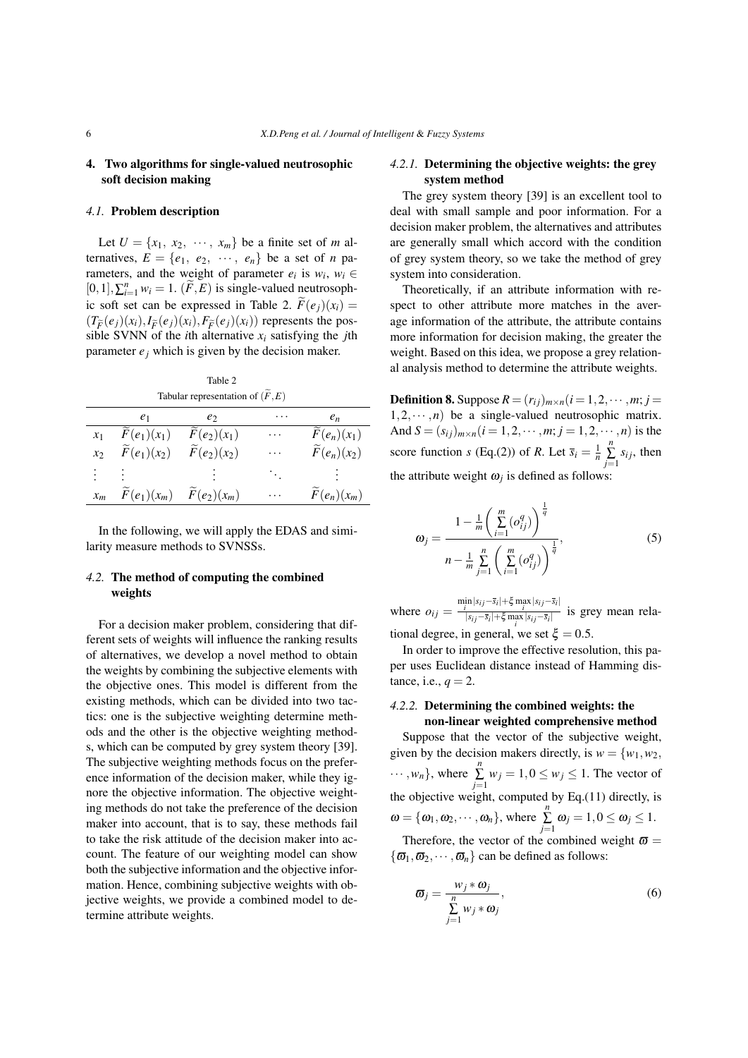## 4. Two algorithms for single-valued neutrosophic soft decision making

### 4.1. Problem description

Let $U = \{x_1, x_2, \cdots, x_m\}$ be a finite set of $m$ alternatives, $E = \{e_1, e_2, \cdots, e_n\}$ be a set of $n$ parameters, and the weight of parameter $e_i$ is $w_i$, $w_i \in [0,1], \sum_{i=1}^{n} w_i = 1$. $(\widetilde{F}, E)$ is single-valued neutrosophic soft set can be expressed in Table 2. $\widetilde{F}(e_j)(x_i) = (T_{\widetilde{F}}(e_j)(x_i), I_{\widetilde{F}}(e_j)(x_i), F_{\widetilde{F}}(e_j)(x_i))$ represents the possible SVNN of the $i$th alternative $x_i$ satisfying the $j$th parameter $e_j$ which is given by the decision maker.

Table 2

Tabular representation of $(\widetilde{F}, E)$

| | $e_1$ | $e_2$ | $\cdots$ | $e_n$ |
|---|---|---|---|---|
| $x_1$ | $\widetilde{F}(e_1)(x_1)$ | $\widetilde{F}(e_2)(x_1)$ | $\cdots$ | $\widetilde{F}(e_n)(x_1)$ |
| $x_2$ | $\widetilde{F}(e_1)(x_2)$ | $\widetilde{F}(e_2)(x_2)$ | $\cdots$ | $\widetilde{F}(e_n)(x_2)$ |
| $\vdots$ | $\vdots$ | $\vdots$ | $\ddots$ | $\vdots$ |
| $x_m$ | $\widetilde{F}(e_1)(x_m)$ | $\widetilde{F}(e_2)(x_m)$ | $\cdots$ | $\widetilde{F}(e_n)(x_m)$ |

In the following, we will apply the EDAS and similarity measure methods to SVNSSs.

### 4.2. The method of computing the combined weights

For a decision maker problem, considering that different sets of weights will influence the ranking results of alternatives, we develop a novel method to obtain the weights by combining the subjective elements with the objective ones. This model is different from the existing methods, which can be divided into two tactics: one is the subjective weighting determine methods and the other is the objective weighting methods, which can be computed by grey system theory [39]. The subjective weighting methods focus on the preference information of the decision maker, while they ignore the objective information. The objective weighting methods do not take the preference of the decision maker into account, that is to say, these methods fail to take the risk attitude of the decision maker into account. The feature of our weighting model can show both the subjective information and the objective information. Hence, combining subjective weights with objective weights, we provide a combined model to determine attribute weights.

#### 4.2.1. Determining the objective weights: the grey system method

The grey system theory [39] is an excellent tool to deal with small sample and poor information. For a decision maker problem, the alternatives and attributes are generally small which accord with the condition of grey system theory, so we take the method of grey system into consideration.

Theoretically, if an attribute information with respect to other attribute more matches in the average information of the attribute, the attribute contains more information for decision making, the greater the weight. Based on this idea, we propose a grey relational analysis method to determine the attribute weights.

**Definition 8.** Suppose $R = (r_{ij})_{m\times n} (i = 1,2,\cdots,m; j = 1,2,\cdots,n)$ be a single-valued neutrosophic matrix. And $S = (s_{ij})_{m\times n} (i = 1,2,\cdots,m; j = 1,2,\cdots,n)$ is the score function $s$ (Eq.(2)) of $R$. Let $\overline{s}_i = \frac{1}{n}\sum_{j=1}^{n} s_{ij}$, then the attribute weight $\omega_j$ is defined as follows:

$$\omega_j = \frac{1 - \frac{1}{m}\left(\sum_{i=1}^{m}(o_{ij}^{q})\right)^{\frac{1}{q}}}{n - \frac{1}{m}\sum_{j=1}^{n}\left(\sum_{i=1}^{m}(o_{ij}^{q})\right)^{\frac{1}{q}}}, \tag{5}$$

where $o_{ij} = \frac{\min_i |s_{ij}-\overline{s}_i| + \xi \max_i |s_{ij}-\overline{s}_i|}{|s_{ij}-\overline{s}_i| + \xi \max_i |s_{ij}-\overline{s}_i|}$ is grey mean relational degree, in general, we set $\xi = 0.5$.

In order to improve the effective resolution, this paper uses Euclidean distance instead of Hamming distance, i.e., $q = 2$.

#### 4.2.2. Determining the combined weights: the non-linear weighted comprehensive method

Suppose that the vector of the subjective weight, given by the decision makers directly, is $w = \{w_1, w_2, \cdots, w_n\}$, where $\sum_{j=1}^{n} w_j = 1, 0 \leq w_j \leq 1$. The vector of the objective weight, computed by Eq.(11) directly, is $\omega = \{\omega_1, \omega_2, \cdots, \omega_n\}$, where $\sum_{j=1}^{n} \omega_j = 1, 0 \leq \omega_j \leq 1$.

Therefore, the vector of the combined weight $\varpi = \{\varpi_1, \varpi_2, \cdots, \varpi_n\}$ can be defined as follows:

$$\varpi_j = \frac{w_j * \omega_j}{\sum_{j=1}^{n} w_j * \omega_j}, \tag{6}$$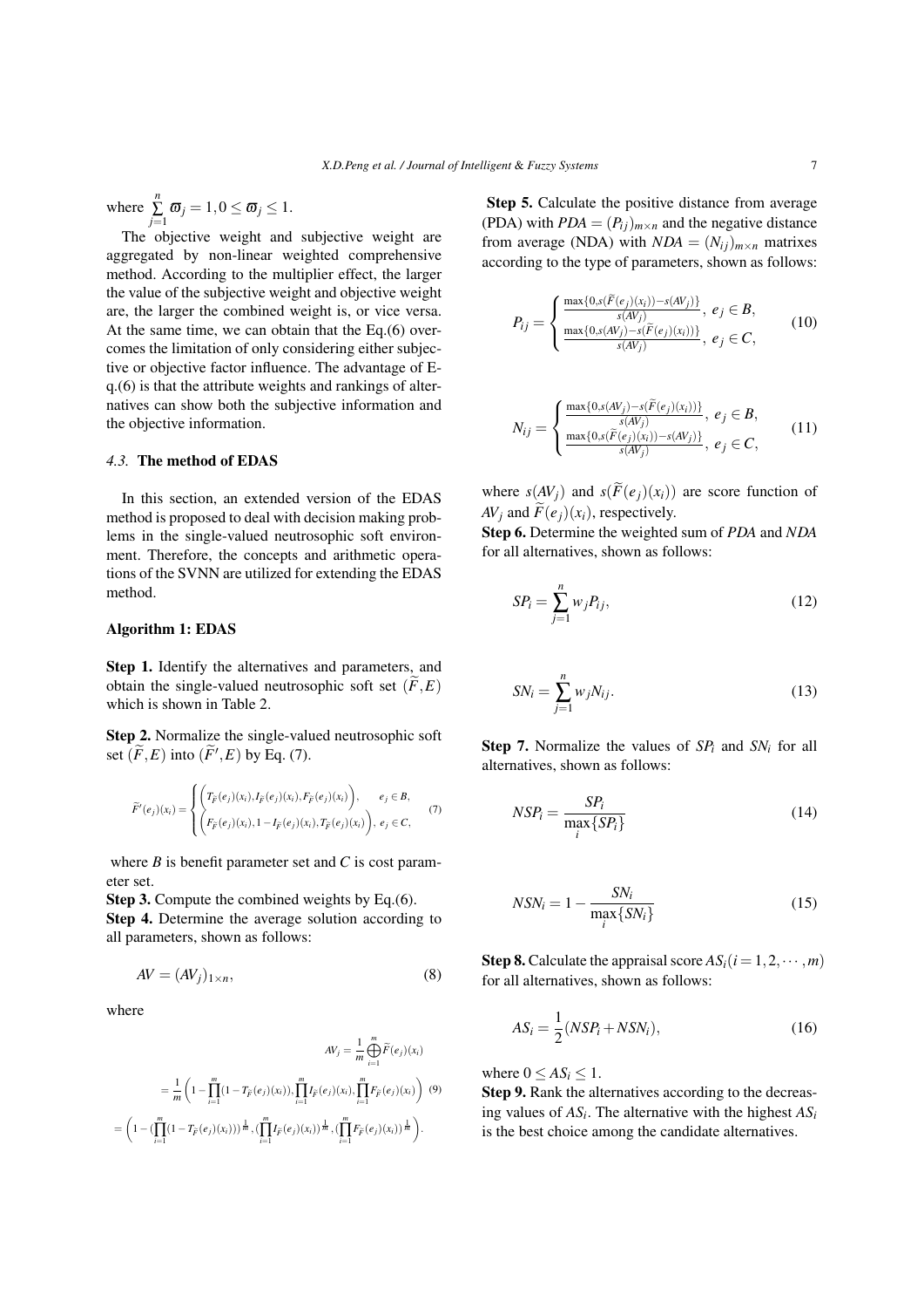where $\sum_{j=1}^{n} \varpi_j = 1, 0 \leq \varpi_j \leq 1$.

The objective weight and subjective weight are aggregated by non-linear weighted comprehensive method. According to the multiplier effect, the larger the value of the subjective weight and objective weight are, the larger the combined weight is, or vice versa. At the same time, we can obtain that the Eq.(6) overcomes the limitation of only considering either subjective or objective factor influence. The advantage of Eq.(6) is that the attribute weights and rankings of alternatives can show both the subjective information and the objective information.

### *4.3.* The method of EDAS

In this section, an extended version of the EDAS method is proposed to deal with decision making problems in the single-valued neutrosophic soft environment. Therefore, the concepts and arithmetic operations of the SVNN are utilized for extending the EDAS method.

**Algorithm 1: EDAS**

**Step 1.** Identify the alternatives and parameters, and obtain the single-valued neutrosophic soft set $(\widetilde{F}, E)$ which is shown in Table 2.

**Step 2.** Normalize the single-valued neutrosophic soft set $(\widetilde{F}, E)$ into $(\widetilde{F}', E)$ by Eq. (7).

$$\widetilde{F}'(e_j)(x_i) = \begin{cases} \Big(T_{\widetilde{F}}(e_j)(x_i), I_{\widetilde{F}}(e_j)(x_i), F_{\widetilde{F}}(e_j)(x_i)\Big), & e_j \in B, \\ \Big(F_{\widetilde{F}}(e_j)(x_i), 1 - I_{\widetilde{F}}(e_j)(x_i), T_{\widetilde{F}}(e_j)(x_i)\Big), & e_j \in C, \end{cases} \tag{7}$$

where $B$ is benefit parameter set and $C$ is cost parameter set.

**Step 3.** Compute the combined weights by Eq.(6).

**Step 4.** Determine the average solution according to all parameters, shown as follows:

$$AV = (AV_j)_{1 \times n}, \tag{8}$$

where

$$\begin{aligned} AV_j &= \frac{1}{m} \bigoplus_{i=1}^{m} \widetilde{F}(e_j)(x_i) \\ &= \frac{1}{m} \left(1 - \prod_{i=1}^{m} (1 - T_{\widetilde{F}}(e_j)(x_i)), \prod_{i=1}^{m} I_{\widetilde{F}}(e_j)(x_i), \prod_{i=1}^{m} F_{\widetilde{F}}(e_j)(x_i)\right) \\ &= \left(1 - (\prod_{i=1}^{m} (1 - T_{\widetilde{F}}(e_j)(x_i)))^{\frac{1}{m}}, (\prod_{i=1}^{m} I_{\widetilde{F}}(e_j)(x_i))^{\frac{1}{m}}, (\prod_{i=1}^{m} F_{\widetilde{F}}(e_j)(x_i))^{\frac{1}{m}}\right). \end{aligned} \tag{9}$$

**Step 5.** Calculate the positive distance from average (PDA) with $PDA = (P_{ij})_{m \times n}$ and the negative distance from average (NDA) with $NDA = (N_{ij})_{m \times n}$ matrixes according to the type of parameters, shown as follows:

$$P_{ij} = \begin{cases} \frac{\max\{0, s(\widetilde{F}(e_j)(x_i)) - s(AV_j)\}}{s(AV_j)}, & e_j \in B, \\ \frac{\max\{0, s(AV_j) - s(\widetilde{F}(e_j)(x_i))\}}{s(AV_j)}, & e_j \in C, \end{cases} \tag{10}$$

$$N_{ij} = \begin{cases} \frac{\max\{0, s(AV_j) - s(\widetilde{F}(e_j)(x_i))\}}{s(AV_j)}, & e_j \in B, \\ \frac{\max\{0, s(\widetilde{F}(e_j)(x_i)) - s(AV_j)\}}{s(AV_j)}, & e_j \in C, \end{cases} \tag{11}$$

where $s(AV_j)$ and $s(\widetilde{F}(e_j)(x_i))$ are score function of $AV_j$ and $\widetilde{F}(e_j)(x_i)$, respectively.

**Step 6.** Determine the weighted sum of *PDA* and *NDA* for all alternatives, shown as follows:

$$SP_i = \sum_{j=1}^{n} w_j P_{ij}, \tag{12}$$

$$SN_i = \sum_{j=1}^{n} w_j N_{ij}. \tag{13}$$

**Step 7.** Normalize the values of $SP_i$ and $SN_i$ for all alternatives, shown as follows:

$$NSP_i = \frac{SP_i}{\max_i\{SP_i\}} \tag{14}$$

$$NSN_i = 1 - \frac{SN_i}{\max_i\{SN_i\}} \tag{15}$$

**Step 8.** Calculate the appraisal score $AS_i (i = 1, 2, \cdots, m)$ for all alternatives, shown as follows:

$$AS_i = \frac{1}{2}(NSP_i + NSN_i), \tag{16}$$

where $0 \leq AS_i \leq 1$.

**Step 9.** Rank the alternatives according to the decreasing values of $AS_i$. The alternative with the highest $AS_i$ is the best choice among the candidate alternatives.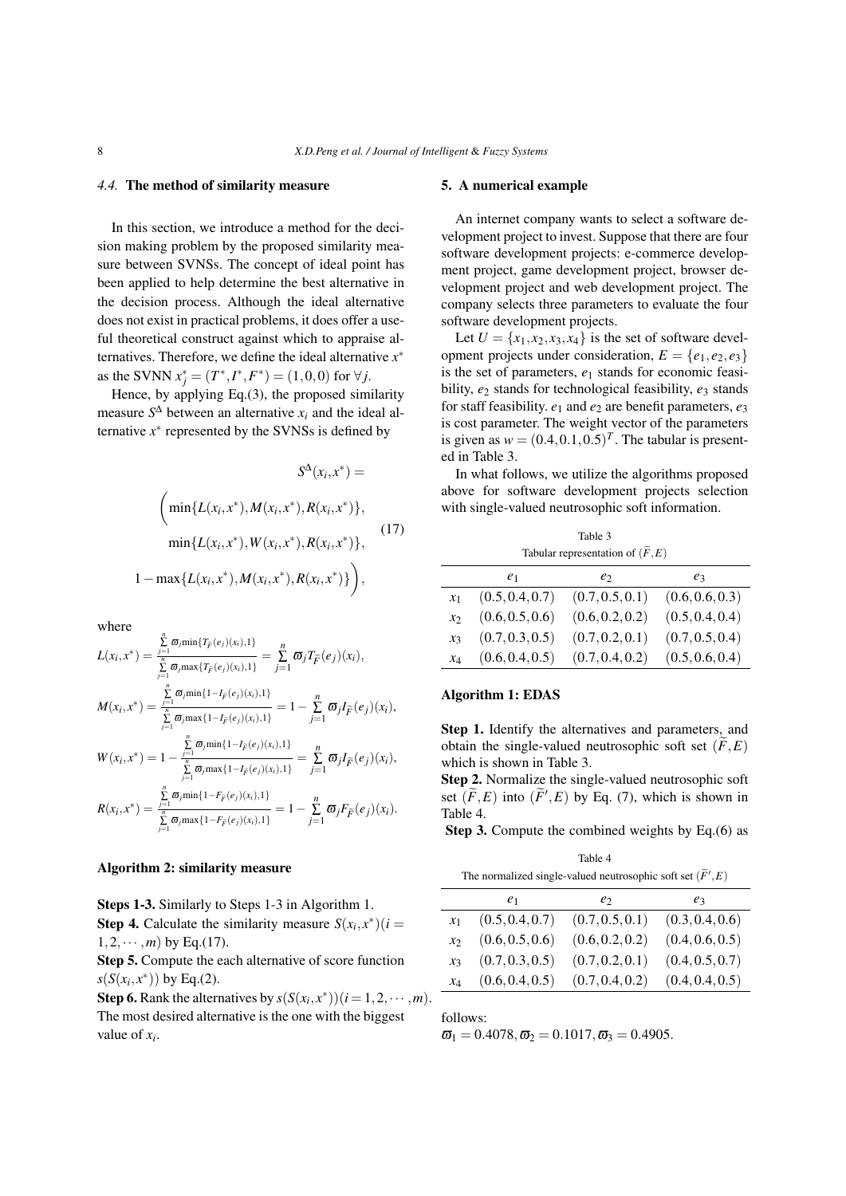### 4.4. The method of similarity measure

In this section, we introduce a method for the decision making problem by the proposed similarity measure between SVNSs. The concept of ideal point has been applied to help determine the best alternative in the decision process. Although the ideal alternative does not exist in practical problems, it does offer a useful theoretical construct against which to appraise alternatives. Therefore, we define the ideal alternative $x^*$ as the SVNN $x_j^* = (T^*, I^*, F^*) = (1,0,0)$ for $\forall j$.

Hence, by applying Eq.(3), the proposed similarity measure $S^\Delta$ between an alternative $x_i$ and the ideal alternative $x^*$ represented by the SVNSs is defined by

$$S^\Delta(x_i, x^*) = \bigg( \min\{L(x_i,x^*), M(x_i,x^*), R(x_i,x^*)\}, \min\{L(x_i,x^*), W(x_i,x^*), R(x_i,x^*)\}, 1 - \max\{L(x_i,x^*), M(x_i,x^*), R(x_i,x^*)\} \bigg), \tag{17}$$

where

$$L(x_i,x^*) = \frac{\sum_{j=1}^{n} \varpi_j \min\{T_{\widetilde{F}(e_j)}(x_i),1\}}{\sum_{j=1}^{n} \varpi_j \max\{T_{\widetilde{F}(e_j)}(x_i),1\}} = \sum_{j=1}^{n} \varpi_j T_{\widetilde{F}}(e_j)(x_i),$$

$$M(x_i,x^*) = \frac{\sum_{j=1}^{n} \varpi_j \min\{1-I_{\widetilde{F}(e_j)}(x_i),1\}}{\sum_{j=1}^{n} \varpi_j \max\{1-I_{\widetilde{F}(e_j)}(x_i),1\}} = 1 - \sum_{j=1}^{n} \varpi_j I_{\widetilde{F}}(e_j)(x_i),$$

$$W(x_i,x^*) = 1 - \frac{\sum_{j=1}^{n} \varpi_j \min\{1-I_{\widetilde{F}(e_j)}(x_i),1\}}{\sum_{j=1}^{n} \varpi_j \max\{1-I_{\widetilde{F}(e_j)}(x_i),1\}} = \sum_{j=1}^{n} \varpi_j I_{\widetilde{F}}(e_j)(x_i),$$

$$R(x_i,x^*) = \frac{\sum_{j=1}^{n} \varpi_j \min\{1-F_{\widetilde{F}(e_j)}(x_i),1\}}{\sum_{j=1}^{n} \varpi_j \max\{1-F_{\widetilde{F}(e_j)}(x_i),1\}} = 1 - \sum_{j=1}^{n} \varpi_j F_{\widetilde{F}}(e_j)(x_i).$$

**Algorithm 2: similarity measure**

**Steps 1-3.** Similarly to Steps 1-3 in Algorithm 1.

**Step 4.** Calculate the similarity measure $S(x_i, x^*)(i = 1,2,\cdots,m)$ by Eq.(17).

**Step 5.** Compute the each alternative of score function $s(S(x_i,x^*))$ by Eq.(2).

**Step 6.** Rank the alternatives by $s(S(x_i,x^*))(i = 1,2,\cdots,m)$. The most desired alternative is the one with the biggest value of $x_i$.

## 5. A numerical example

An internet company wants to select a software development project to invest. Suppose that there are four software development projects: e-commerce development project, game development project, browser development project and web development project. The company selects three parameters to evaluate the four software development projects.

Let $U = \{x_1, x_2, x_3, x_4\}$ is the set of software development projects under consideration, $E = \{e_1, e_2, e_3\}$ is the set of parameters, $e_1$ stands for economic feasibility, $e_2$ stands for technological feasibility, $e_3$ stands for staff feasibility. $e_1$ and $e_2$ are benefit parameters, $e_3$ is cost parameter. The weight vector of the parameters is given as $w = (0.4, 0.1, 0.5)^T$. The tabular is presented in Table 3.

In what follows, we utilize the algorithms proposed above for software development projects selection with single-valued neutrosophic soft information.

Table 3
Tabular representation of $(\widetilde{F}, E)$

| | $e_1$ | $e_2$ | $e_3$ |
|---|---|---|---|
| $x_1$ | $(0.5, 0.4, 0.7)$ | $(0.7, 0.5, 0.1)$ | $(0.6, 0.6, 0.3)$ |
| $x_2$ | $(0.6, 0.5, 0.6)$ | $(0.6, 0.2, 0.2)$ | $(0.5, 0.4, 0.4)$ |
| $x_3$ | $(0.7, 0.3, 0.5)$ | $(0.7, 0.2, 0.1)$ | $(0.7, 0.5, 0.4)$ |
| $x_4$ | $(0.6, 0.4, 0.5)$ | $(0.7, 0.4, 0.2)$ | $(0.5, 0.6, 0.4)$ |

**Algorithm 1: EDAS**

**Step 1.** Identify the alternatives and parameters, and obtain the single-valued neutrosophic soft set $(\widetilde{F}, E)$ which is shown in Table 3.

**Step 2.** Normalize the single-valued neutrosophic soft set $(\widetilde{F}, E)$ into $(\widetilde{F}', E)$ by Eq. (7), which is shown in Table 4.

**Step 3.** Compute the combined weights by Eq.(6) as follows:

$\varpi_1 = 0.4078, \varpi_2 = 0.1017, \varpi_3 = 0.4905.$

Table 4
The normalized single-valued neutrosophic soft set $(\widetilde{F}', E)$

| | $e_1$ | $e_2$ | $e_3$ |
|---|---|---|---|
| $x_1$ | $(0.5, 0.4, 0.7)$ | $(0.7, 0.5, 0.1)$ | $(0.3, 0.4, 0.6)$ |
| $x_2$ | $(0.6, 0.5, 0.6)$ | $(0.6, 0.2, 0.2)$ | $(0.4, 0.6, 0.5)$ |
| $x_3$ | $(0.7, 0.3, 0.5)$ | $(0.7, 0.2, 0.1)$ | $(0.4, 0.5, 0.7)$ |
| $x_4$ | $(0.6, 0.4, 0.5)$ | $(0.7, 0.4, 0.2)$ | $(0.4, 0.4, 0.5)$ |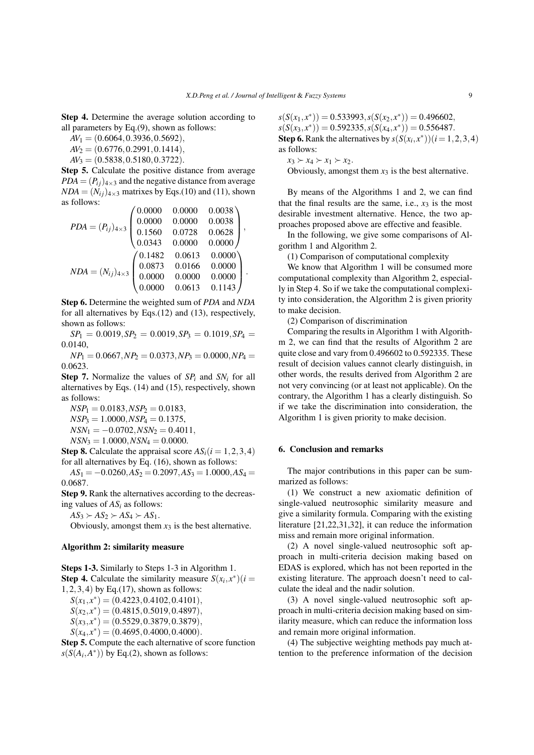**Step 4.** Determine the average solution according to all parameters by Eq.(9), shown as follows:

$AV_1 = (0.6064, 0.3936, 0.5692)$,

$AV_2 = (0.6776, 0.2991, 0.1414)$,

$AV_3 = (0.5838, 0.5180, 0.3722)$.

**Step 5.** Calculate the positive distance from average $PDA = (P_{ij})_{4\times3}$ and the negative distance from average $NDA = (N_{ij})_{4\times3}$ matrixes by Eqs.(10) and (11), shown as follows:

$$PDA = (P_{ij})_{4\times3} \begin{pmatrix} 0.0000 & 0.0000 & 0.0038 \\ 0.0000 & 0.0000 & 0.0038 \\ 0.1560 & 0.0728 & 0.0628 \\ 0.0343 & 0.0000 & 0.0000 \end{pmatrix},$$

$$NDA = (N_{ij})_{4\times3} \begin{pmatrix} 0.1482 & 0.0613 & 0.0000 \\ 0.0873 & 0.0166 & 0.0000 \\ 0.0000 & 0.0000 & 0.0000 \\ 0.0000 & 0.0613 & 0.1143 \end{pmatrix}.$$

**Step 6.** Determine the weighted sum of *PDA* and *NDA* for all alternatives by Eqs.(12) and (13), respectively, shown as follows:

$SP_1 = 0.0019, SP_2 = 0.0019, SP_3 = 0.1019, SP_4 = 0.0140$,

$NP_1 = 0.0667, NP_2 = 0.0373, NP_3 = 0.0000, NP_4 = 0.0623$.

**Step 7.** Normalize the values of $SP_i$ and $SN_i$ for all alternatives by Eqs. (14) and (15), respectively, shown as follows:

$NSP_1 = 0.0183, NSP_2 = 0.0183$,

$NSP_3 = 1.0000, NSP_4 = 0.1375$,

$NSN_1 = -0.0702, NSN_2 = 0.4011$,

$NSN_3 = 1.0000, NSN_4 = 0.0000$.

**Step 8.** Calculate the appraisal score $AS_i (i = 1,2,3,4)$ for all alternatives by Eq. (16), shown as follows:

$AS_1 = -0.0260, AS_2 = 0.2097, AS_3 = 1.0000, AS_4 = 0.0687$.

**Step 9.** Rank the alternatives according to the decreasing values of $AS_i$ as follows:

$AS_3 \succ AS_2 \succ AS_4 \succ AS_1$.

Obviously, amongst them $x_3$ is the best alternative.

### Algorithm 2: similarity measure

**Steps 1-3.** Similarly to Steps 1-3 in Algorithm 1.

**Step 4.** Calculate the similarity measure $S(x_i, x^*) (i = 1,2,3,4)$ by Eq.(17), shown as follows:

$S(x_1, x^*) = (0.4223, 0.4102, 0.4101)$,

$S(x_2, x^*) = (0.4815, 0.5019, 0.4897)$,

$S(x_3, x^*) = (0.5529, 0.3879, 0.3879)$,

$S(x_4, x^*) = (0.4695, 0.4000, 0.4000)$.

**Step 5.** Compute the each alternative of score function $s(S(A_i, A^*))$ by Eq.(2), shown as follows:

$s(S(x_1, x^*)) = 0.533993, s(S(x_2, x^*)) = 0.496602$,

$s(S(x_3, x^*)) = 0.592335, s(S(x_4, x^*)) = 0.556487$.

**Step 6.** Rank the alternatives by $s(S(x_i, x^*)) (i = 1,2,3,4)$ as follows:

$x_3 \succ x_4 \succ x_1 \succ x_2$.

Obviously, amongst them $x_3$ is the best alternative.

By means of the Algorithms 1 and 2, we can find that the final results are the same, i.e., $x_3$ is the most desirable investment alternative. Hence, the two approaches proposed above are effective and feasible.

In the following, we give some comparisons of Algorithm 1 and Algorithm 2.

(1) Comparison of computational complexity

We know that Algorithm 1 will be consumed more computational complexity than Algorithm 2, especially in Step 4. So if we take the computational complexity into consideration, the Algorithm 2 is given priority to make decision.

(2) Comparison of discrimination

Comparing the results in Algorithm 1 with Algorithm 2, we can find that the results of Algorithm 2 are quite close and vary from 0.496602 to 0.592335. These result of decision values cannot clearly distinguish, in other words, the results derived from Algorithm 2 are not very convincing (or at least not applicable). On the contrary, the Algorithm 1 has a clearly distinguish. So if we take the discrimination into consideration, the Algorithm 1 is given priority to make decision.

## 6. Conclusion and remarks

The major contributions in this paper can be summarized as follows:

(1) We construct a new axiomatic definition of single-valued neutrosophic similarity measure and give a similarity formula. Comparing with the existing literature [21,22,31,32], it can reduce the information miss and remain more original information.

(2) A novel single-valued neutrosophic soft approach in multi-criteria decision making based on EDAS is explored, which has not been reported in the existing literature. The approach doesn't need to calculate the ideal and the nadir solution.

(3) A novel single-valued neutrosophic soft approach in multi-criteria decision making based on similarity measure, which can reduce the information loss and remain more original information.

(4) The subjective weighting methods pay much attention to the preference information of the decision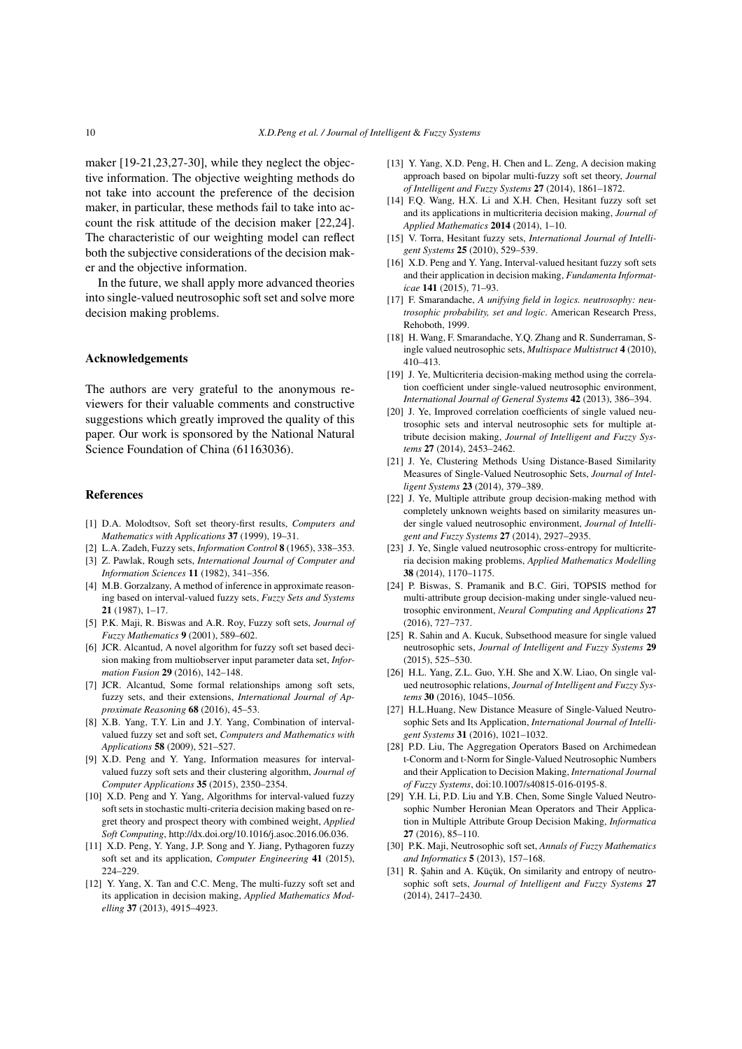maker [19-21,23,27-30], while they neglect the objective information. The objective weighting methods do not take into account the preference of the decision maker, in particular, these methods fail to take into account the risk attitude of the decision maker [22,24]. The characteristic of our weighting model can reflect both the subjective considerations of the decision maker and the objective information.

In the future, we shall apply more advanced theories into single-valued neutrosophic soft set and solve more decision making problems.

## Acknowledgements

The authors are very grateful to the anonymous reviewers for their valuable comments and constructive suggestions which greatly improved the quality of this paper. Our work is sponsored by the National Natural Science Foundation of China (61163036).

## References

- [1] D.A. Molodtsov, Soft set theory-first results, *Computers and Mathematics with Applications* **37** (1999), 19–31.
- [2] L.A. Zadeh, Fuzzy sets, *Information Control* **8** (1965), 338–353.
- [3] Z. Pawlak, Rough sets, *International Journal of Computer and Information Sciences* **11** (1982), 341–356.
- [4] M.B. Gorzalzany, A method of inference in approximate reasoning based on interval-valued fuzzy sets, *Fuzzy Sets and Systems* **21** (1987), 1–17.
- [5] P.K. Maji, R. Biswas and A.R. Roy, Fuzzy soft sets, *Journal of Fuzzy Mathematics* **9** (2001), 589–602.
- [6] JCR. Alcantud, A novel algorithm for fuzzy soft set based decision making from multiobserver input parameter data set, *Information Fusion* **29** (2016), 142–148.
- [7] JCR. Alcantud, Some formal relationships among soft sets, fuzzy sets, and their extensions, *International Journal of Approximate Reasoning* **68** (2016), 45–53.
- [8] X.B. Yang, T.Y. Lin and J.Y. Yang, Combination of interval-valued fuzzy set and soft set, *Computers and Mathematics with Applications* **58** (2009), 521–527.
- [9] X.D. Peng and Y. Yang, Information measures for interval-valued fuzzy soft sets and their clustering algorithm, *Journal of Computer Applications* **35** (2015), 2350–2354.
- [10] X.D. Peng and Y. Yang, Algorithms for interval-valued fuzzy soft sets in stochastic multi-criteria decision making based on regret theory and prospect theory with combined weight, *Applied Soft Computing*, http://dx.doi.org/10.1016/j.asoc.2016.06.036.
- [11] X.D. Peng, Y. Yang, J.P. Song and Y. Jiang, Pythagoren fuzzy soft set and its application, *Computer Engineering* **41** (2015), 224–229.
- [12] Y. Yang, X. Tan and C.C. Meng, The multi-fuzzy soft set and its application in decision making, *Applied Mathematics Modelling* **37** (2013), 4915–4923.
- [13] Y. Yang, X.D. Peng, H. Chen and L. Zeng, A decision making approach based on bipolar multi-fuzzy soft set theory, *Journal of Intelligent and Fuzzy Systems* **27** (2014), 1861–1872.
- [14] F.Q. Wang, H.X. Li and X.H. Chen, Hesitant fuzzy soft set and its applications in multicriteria decision making, *Journal of Applied Mathematics* **2014** (2014), 1–10.
- [15] V. Torra, Hesitant fuzzy sets, *International Journal of Intelligent Systems* **25** (2010), 529–539.
- [16] X.D. Peng and Y. Yang, Interval-valued hesitant fuzzy soft sets and their application in decision making, *Fundamenta Informaticae* **141** (2015), 71–93.
- [17] F. Smarandache, *A unifying field in logics. neutrosophy: neutrosophic probability, set and logic*. American Research Press, Rehoboth, 1999.
- [18] H. Wang, F. Smarandache, Y.Q. Zhang and R. Sunderraman, Single valued neutrosophic sets, *Multispace Multistruct* **4** (2010), 410–413.
- [19] J. Ye, Multicriteria decision-making method using the correlation coefficient under single-valued neutrosophic environment, *International Journal of General Systems* **42** (2013), 386–394.
- [20] J. Ye, Improved correlation coefficients of single valued neutrosophic sets and interval neutrosophic sets for multiple attribute decision making, *Journal of Intelligent and Fuzzy Systems* **27** (2014), 2453–2462.
- [21] J. Ye, Clustering Methods Using Distance-Based Similarity Measures of Single-Valued Neutrosophic Sets, *Journal of Intelligent Systems* **23** (2014), 379–389.
- [22] J. Ye, Multiple attribute group decision-making method with completely unknown weights based on similarity measures under single valued neutrosophic environment, *Journal of Intelligent and Fuzzy Systems* **27** (2014), 2927–2935.
- [23] J. Ye, Single valued neutrosophic cross-entropy for multicriteria decision making problems, *Applied Mathematics Modelling* **38** (2014), 1170–1175.
- [24] P. Biswas, S. Pramanik and B.C. Giri, TOPSIS method for multi-attribute group decision-making under single-valued neutrosophic environment, *Neural Computing and Applications* **27** (2016), 727–737.
- [25] R. Sahin and A. Kucuk, Subsethood measure for single valued neutrosophic sets, *Journal of Intelligent and Fuzzy Systems* **29** (2015), 525–530.
- [26] H.L. Yang, Z.L. Guo, Y.H. She and X.W. Liao, On single valued neutrosophic relations, *Journal of Intelligent and Fuzzy Systems* **30** (2016), 1045–1056.
- [27] H.L.Huang, New Distance Measure of Single-Valued Neutrosophic Sets and Its Application, *International Journal of Intelligent Systems* **31** (2016), 1021–1032.
- [28] P.D. Liu, The Aggregation Operators Based on Archimedean t-Conorm and t-Norm for Single-Valued Neutrosophic Numbers and their Application to Decision Making, *International Journal of Fuzzy Systems*, doi:10.1007/s40815-016-0195-8.
- [29] Y.H. Li, P.D. Liu and Y.B. Chen, Some Single Valued Neutrosophic Number Heronian Mean Operators and Their Application in Multiple Attribute Group Decision Making, *Informatica* **27** (2016), 85–110.
- [30] P.K. Maji, Neutrosophic soft set, *Annals of Fuzzy Mathematics and Informatics* **5** (2013), 157–168.
- [31] R. Şahin and A. Küçük, On similarity and entropy of neutrosophic soft sets, *Journal of Intelligent and Fuzzy Systems* **27** (2014), 2417–2430.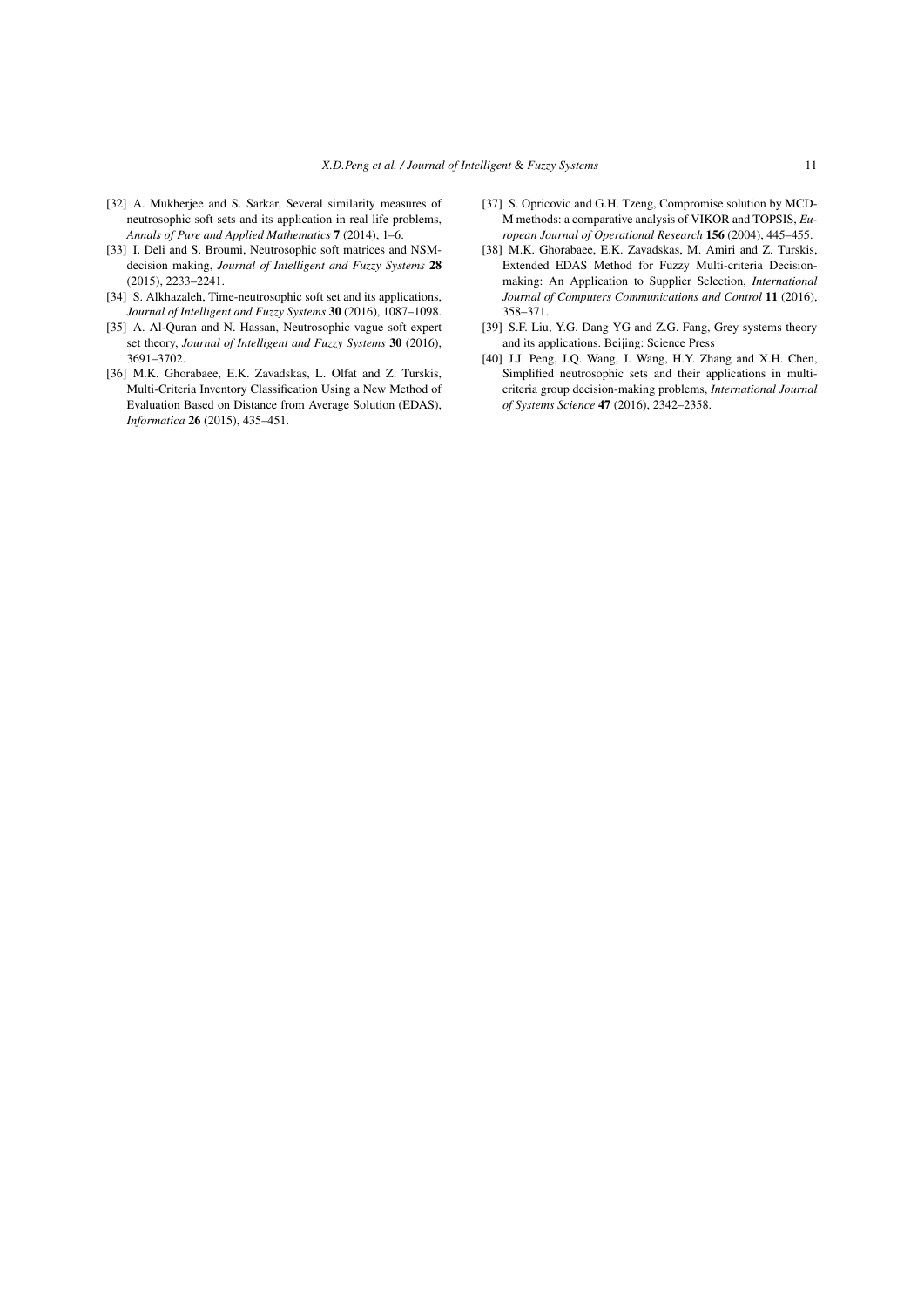[32] A. Mukherjee and S. Sarkar, Several similarity measures of neutrosophic soft sets and its application in real life problems, *Annals of Pure and Applied Mathematics* **7** (2014), 1–6.

[33] I. Deli and S. Broumi, Neutrosophic soft matrices and NSM-decision making, *Journal of Intelligent and Fuzzy Systems* **28** (2015), 2233–2241.

[34] S. Alkhazaleh, Time-neutrosophic soft set and its applications, *Journal of Intelligent and Fuzzy Systems* **30** (2016), 1087–1098.

[35] A. Al-Quran and N. Hassan, Neutrosophic vague soft expert set theory, *Journal of Intelligent and Fuzzy Systems* **30** (2016), 3691–3702.

[36] M.K. Ghorabaee, E.K. Zavadskas, L. Olfat and Z. Turskis, Multi-Criteria Inventory Classification Using a New Method of Evaluation Based on Distance from Average Solution (EDAS), *Informatica* **26** (2015), 435–451.

[37] S. Opricovic and G.H. Tzeng, Compromise solution by MCDM methods: a comparative analysis of VIKOR and TOPSIS, *European Journal of Operational Research* **156** (2004), 445–455.

[38] M.K. Ghorabaee, E.K. Zavadskas, M. Amiri and Z. Turskis, Extended EDAS Method for Fuzzy Multi-criteria Decision-making: An Application to Supplier Selection, *International Journal of Computers Communications and Control* **11** (2016), 358–371.

[39] S.F. Liu, Y.G. Dang YG and Z.G. Fang, Grey systems theory and its applications. Beijing: Science Press

[40] J.J. Peng, J.Q. Wang, J. Wang, H.Y. Zhang and X.H. Chen, Simplified neutrosophic sets and their applications in multi-criteria group decision-making problems, *International Journal of Systems Science* **47** (2016), 2342–2358.